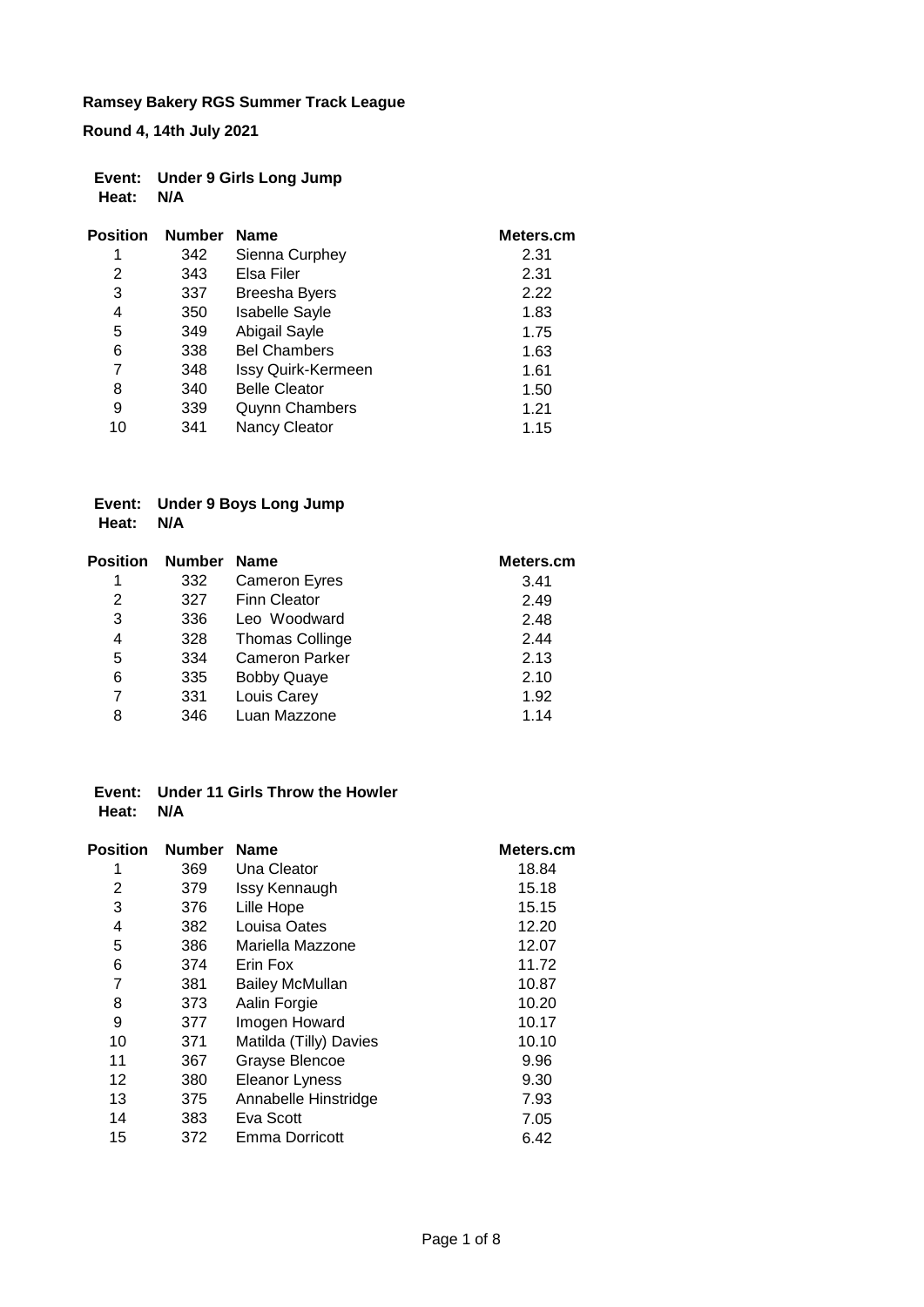**Ramsey Bakery RGS Summer Track League**

**Round 4, 14th July 2021**

**Event: Under 9 Girls Long Jump**
**Heat: N/A**

| Position | Number | Name | Meters.cm |
|---|---|---|---|
| 1 | 342 | Sienna Curphey | 2.31 |
| 2 | 343 | Elsa Filer | 2.31 |
| 3 | 337 | Breesha Byers | 2.22 |
| 4 | 350 | Isabelle Sayle | 1.83 |
| 5 | 349 | Abigail Sayle | 1.75 |
| 6 | 338 | Bel Chambers | 1.63 |
| 7 | 348 | Issy Quirk-Kermeen | 1.61 |
| 8 | 340 | Belle Cleator | 1.50 |
| 9 | 339 | Quynn Chambers | 1.21 |
| 10 | 341 | Nancy Cleator | 1.15 |

**Event: Under 9 Boys Long Jump**
**Heat: N/A**

| Position | Number | Name | Meters.cm |
|---|---|---|---|
| 1 | 332 | Cameron Eyres | 3.41 |
| 2 | 327 | Finn Cleator | 2.49 |
| 3 | 336 | Leo Woodward | 2.48 |
| 4 | 328 | Thomas Collinge | 2.44 |
| 5 | 334 | Cameron Parker | 2.13 |
| 6 | 335 | Bobby Quaye | 2.10 |
| 7 | 331 | Louis Carey | 1.92 |
| 8 | 346 | Luan Mazzone | 1.14 |

**Event: Under 11 Girls Throw the Howler**
**Heat: N/A**

| Position | Number | Name | Meters.cm |
|---|---|---|---|
| 1 | 369 | Una Cleator | 18.84 |
| 2 | 379 | Issy Kennaugh | 15.18 |
| 3 | 376 | Lille Hope | 15.15 |
| 4 | 382 | Louisa Oates | 12.20 |
| 5 | 386 | Mariella Mazzone | 12.07 |
| 6 | 374 | Erin Fox | 11.72 |
| 7 | 381 | Bailey McMullan | 10.87 |
| 8 | 373 | Aalin Forgie | 10.20 |
| 9 | 377 | Imogen Howard | 10.17 |
| 10 | 371 | Matilda (Tilly) Davies | 10.10 |
| 11 | 367 | Grayse Blencoe | 9.96 |
| 12 | 380 | Eleanor Lyness | 9.30 |
| 13 | 375 | Annabelle Hinstridge | 7.93 |
| 14 | 383 | Eva Scott | 7.05 |
| 15 | 372 | Emma Dorricott | 6.42 |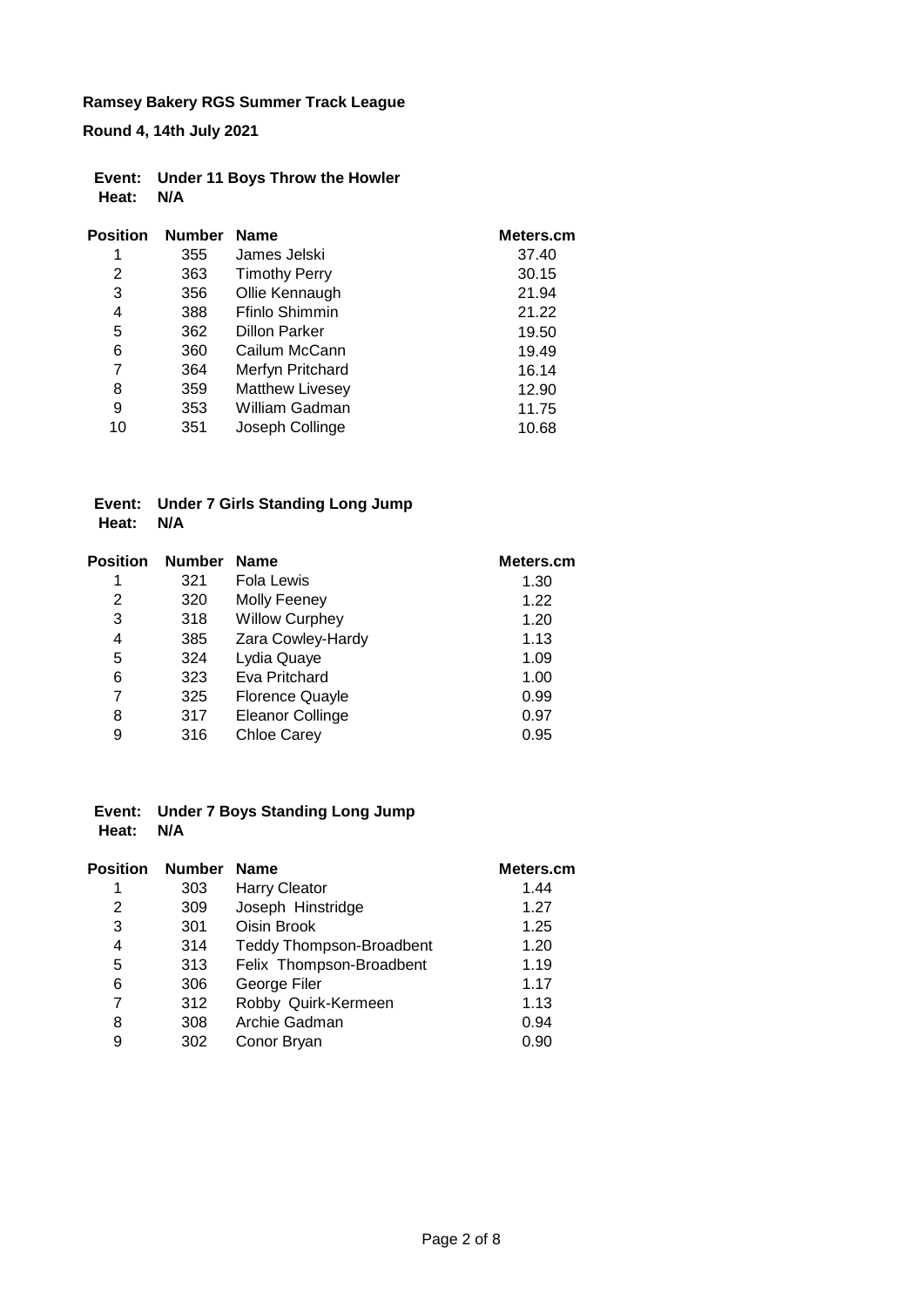**Ramsey Bakery RGS Summer Track League**

**Round 4, 14th July 2021**

**Event:** **Under 11 Boys Throw the Howler**
**Heat:** **N/A**

| Position | Number | Name | Meters.cm |
|---|---|---|---|
| 1 | 355 | James Jelski | 37.40 |
| 2 | 363 | Timothy Perry | 30.15 |
| 3 | 356 | Ollie Kennaugh | 21.94 |
| 4 | 388 | Ffinlo Shimmin | 21.22 |
| 5 | 362 | Dillon Parker | 19.50 |
| 6 | 360 | Cailum McCann | 19.49 |
| 7 | 364 | Merfyn Pritchard | 16.14 |
| 8 | 359 | Matthew Livesey | 12.90 |
| 9 | 353 | William Gadman | 11.75 |
| 10 | 351 | Joseph Collinge | 10.68 |

**Event:** **Under 7 Girls Standing Long Jump**
**Heat:** **N/A**

| Position | Number | Name | Meters.cm |
|---|---|---|---|
| 1 | 321 | Fola Lewis | 1.30 |
| 2 | 320 | Molly Feeney | 1.22 |
| 3 | 318 | Willow Curphey | 1.20 |
| 4 | 385 | Zara Cowley-Hardy | 1.13 |
| 5 | 324 | Lydia Quaye | 1.09 |
| 6 | 323 | Eva Pritchard | 1.00 |
| 7 | 325 | Florence Quayle | 0.99 |
| 8 | 317 | Eleanor Collinge | 0.97 |
| 9 | 316 | Chloe Carey | 0.95 |

**Event:** **Under 7 Boys Standing Long Jump**
**Heat:** **N/A**

| Position | Number | Name | Meters.cm |
|---|---|---|---|
| 1 | 303 | Harry Cleator | 1.44 |
| 2 | 309 | Joseph Hinstridge | 1.27 |
| 3 | 301 | Oisin Brook | 1.25 |
| 4 | 314 | Teddy Thompson-Broadbent | 1.20 |
| 5 | 313 | Felix Thompson-Broadbent | 1.19 |
| 6 | 306 | George Filer | 1.17 |
| 7 | 312 | Robby Quirk-Kermeen | 1.13 |
| 8 | 308 | Archie Gadman | 0.94 |
| 9 | 302 | Conor Bryan | 0.90 |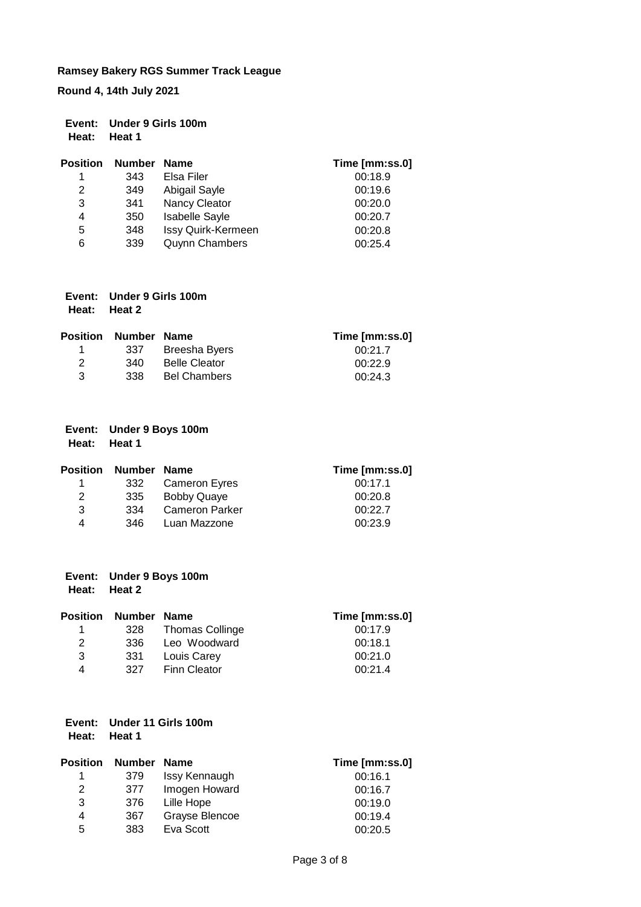**Ramsey Bakery RGS Summer Track League**

**Round 4, 14th July 2021**

**Event: Under 9 Girls 100m**
**Heat: Heat 1**

| Position | Number | Name | Time [mm:ss.0] |
|---|---|---|---|
| 1 | 343 | Elsa Filer | 00:18.9 |
| 2 | 349 | Abigail Sayle | 00:19.6 |
| 3 | 341 | Nancy Cleator | 00:20.0 |
| 4 | 350 | Isabelle Sayle | 00:20.7 |
| 5 | 348 | Issy Quirk-Kermeen | 00:20.8 |
| 6 | 339 | Quynn Chambers | 00:25.4 |

**Event: Under 9 Girls 100m**
**Heat: Heat 2**

| Position | Number | Name | Time [mm:ss.0] |
|---|---|---|---|
| 1 | 337 | Breesha Byers | 00:21.7 |
| 2 | 340 | Belle Cleator | 00:22.9 |
| 3 | 338 | Bel Chambers | 00:24.3 |

**Event: Under 9 Boys 100m**
**Heat: Heat 1**

| Position | Number | Name | Time [mm:ss.0] |
|---|---|---|---|
| 1 | 332 | Cameron Eyres | 00:17.1 |
| 2 | 335 | Bobby Quaye | 00:20.8 |
| 3 | 334 | Cameron Parker | 00:22.7 |
| 4 | 346 | Luan Mazzone | 00:23.9 |

**Event: Under 9 Boys 100m**
**Heat: Heat 2**

| Position | Number | Name | Time [mm:ss.0] |
|---|---|---|---|
| 1 | 328 | Thomas Collinge | 00:17.9 |
| 2 | 336 | Leo Woodward | 00:18.1 |
| 3 | 331 | Louis Carey | 00:21.0 |
| 4 | 327 | Finn Cleator | 00:21.4 |

**Event: Under 11 Girls 100m**
**Heat: Heat 1**

| Position | Number | Name | Time [mm:ss.0] |
|---|---|---|---|
| 1 | 379 | Issy Kennaugh | 00:16.1 |
| 2 | 377 | Imogen Howard | 00:16.7 |
| 3 | 376 | Lille Hope | 00:19.0 |
| 4 | 367 | Grayse Blencoe | 00:19.4 |
| 5 | 383 | Eva Scott | 00:20.5 |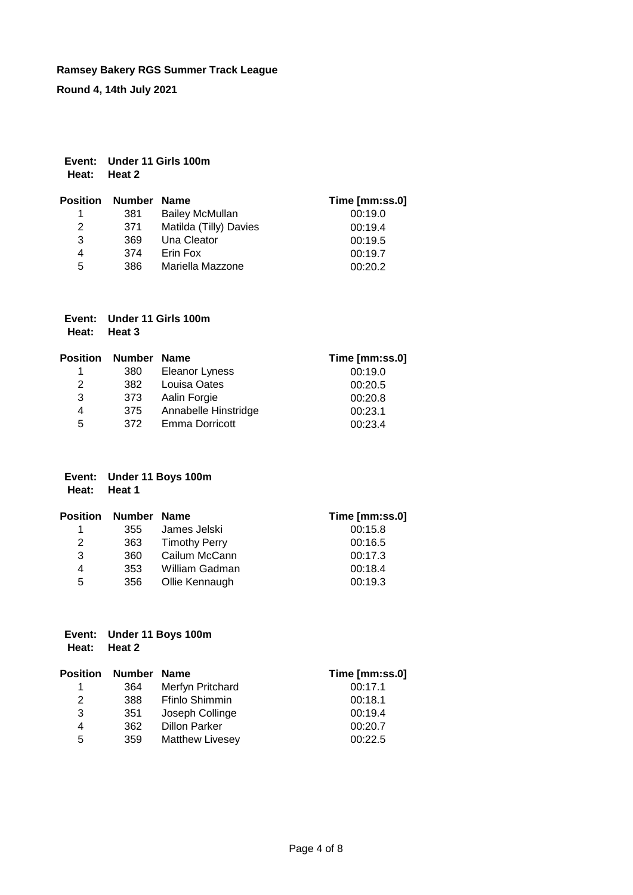**Ramsey Bakery RGS Summer Track League**

**Round 4, 14th July 2021**

**Event: Under 11 Girls 100m**
**Heat: Heat 2**

| Position | Number | Name | Time [mm:ss.0] |
|---|---|---|---|
| 1 | 381 | Bailey McMullan | 00:19.0 |
| 2 | 371 | Matilda (Tilly) Davies | 00:19.4 |
| 3 | 369 | Una Cleator | 00:19.5 |
| 4 | 374 | Erin Fox | 00:19.7 |
| 5 | 386 | Mariella Mazzone | 00:20.2 |

**Event: Under 11 Girls 100m**
**Heat: Heat 3**

| Position | Number | Name | Time [mm:ss.0] |
|---|---|---|---|
| 1 | 380 | Eleanor Lyness | 00:19.0 |
| 2 | 382 | Louisa Oates | 00:20.5 |
| 3 | 373 | Aalin Forgie | 00:20.8 |
| 4 | 375 | Annabelle Hinstridge | 00:23.1 |
| 5 | 372 | Emma Dorricott | 00:23.4 |

**Event: Under 11 Boys 100m**
**Heat: Heat 1**

| Position | Number | Name | Time [mm:ss.0] |
|---|---|---|---|
| 1 | 355 | James Jelski | 00:15.8 |
| 2 | 363 | Timothy Perry | 00:16.5 |
| 3 | 360 | Cailum McCann | 00:17.3 |
| 4 | 353 | William Gadman | 00:18.4 |
| 5 | 356 | Ollie Kennaugh | 00:19.3 |

**Event: Under 11 Boys 100m**
**Heat: Heat 2**

| Position | Number | Name | Time [mm:ss.0] |
|---|---|---|---|
| 1 | 364 | Merfyn Pritchard | 00:17.1 |
| 2 | 388 | Ffinlo Shimmin | 00:18.1 |
| 3 | 351 | Joseph Collinge | 00:19.4 |
| 4 | 362 | Dillon Parker | 00:20.7 |
| 5 | 359 | Matthew Livesey | 00:22.5 |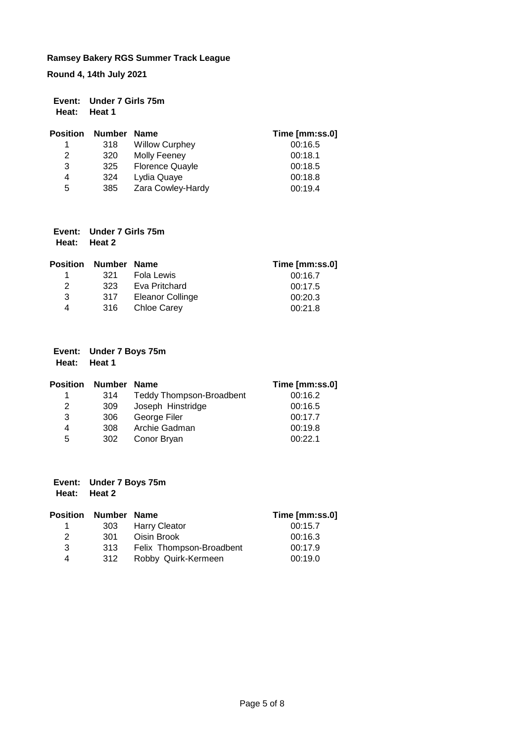**Ramsey Bakery RGS Summer Track League**

**Round 4, 14th July 2021**

**Event:** Under 7 Girls 75m
**Heat:** Heat 1

| Position | Number | Name | Time [mm:ss.0] |
|---|---|---|---|
| 1 | 318 | Willow Curphey | 00:16.5 |
| 2 | 320 | Molly Feeney | 00:18.1 |
| 3 | 325 | Florence Quayle | 00:18.5 |
| 4 | 324 | Lydia Quaye | 00:18.8 |
| 5 | 385 | Zara Cowley-Hardy | 00:19.4 |

**Event:** Under 7 Girls 75m
**Heat:** Heat 2

| Position | Number | Name | Time [mm:ss.0] |
|---|---|---|---|
| 1 | 321 | Fola Lewis | 00:16.7 |
| 2 | 323 | Eva Pritchard | 00:17.5 |
| 3 | 317 | Eleanor Collinge | 00:20.3 |
| 4 | 316 | Chloe Carey | 00:21.8 |

**Event:** Under 7 Boys 75m
**Heat:** Heat 1

| Position | Number | Name | Time [mm:ss.0] |
|---|---|---|---|
| 1 | 314 | Teddy Thompson-Broadbent | 00:16.2 |
| 2 | 309 | Joseph Hinstridge | 00:16.5 |
| 3 | 306 | George Filer | 00:17.7 |
| 4 | 308 | Archie Gadman | 00:19.8 |
| 5 | 302 | Conor Bryan | 00:22.1 |

**Event:** Under 7 Boys 75m
**Heat:** Heat 2

| Position | Number | Name | Time [mm:ss.0] |
|---|---|---|---|
| 1 | 303 | Harry Cleator | 00:15.7 |
| 2 | 301 | Oisin Brook | 00:16.3 |
| 3 | 313 | Felix Thompson-Broadbent | 00:17.9 |
| 4 | 312 | Robby Quirk-Kermeen | 00:19.0 |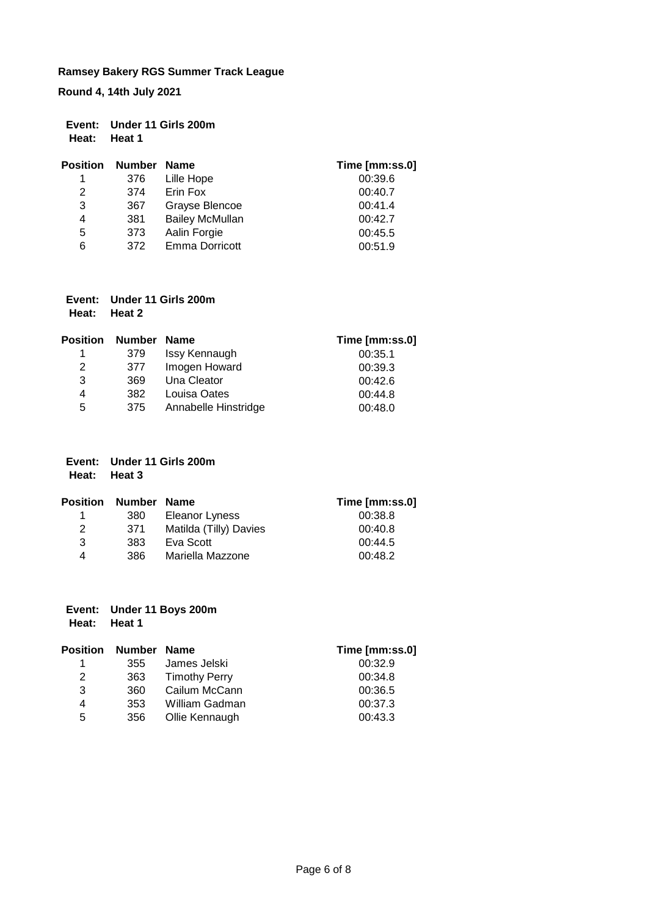**Ramsey Bakery RGS Summer Track League**

**Round 4, 14th July 2021**

**Event: Under 11 Girls 200m**
**Heat: Heat 1**

| Position | Number | Name | Time [mm:ss.0] |
|---|---|---|---|
| 1 | 376 | Lille Hope | 00:39.6 |
| 2 | 374 | Erin Fox | 00:40.7 |
| 3 | 367 | Grayse Blencoe | 00:41.4 |
| 4 | 381 | Bailey McMullan | 00:42.7 |
| 5 | 373 | Aalin Forgie | 00:45.5 |
| 6 | 372 | Emma Dorricott | 00:51.9 |

**Event: Under 11 Girls 200m**
**Heat: Heat 2**

| Position | Number | Name | Time [mm:ss.0] |
|---|---|---|---|
| 1 | 379 | Issy Kennaugh | 00:35.1 |
| 2 | 377 | Imogen Howard | 00:39.3 |
| 3 | 369 | Una Cleator | 00:42.6 |
| 4 | 382 | Louisa Oates | 00:44.8 |
| 5 | 375 | Annabelle Hinstridge | 00:48.0 |

**Event: Under 11 Girls 200m**
**Heat: Heat 3**

| Position | Number | Name | Time [mm:ss.0] |
|---|---|---|---|
| 1 | 380 | Eleanor Lyness | 00:38.8 |
| 2 | 371 | Matilda (Tilly) Davies | 00:40.8 |
| 3 | 383 | Eva Scott | 00:44.5 |
| 4 | 386 | Mariella Mazzone | 00:48.2 |

**Event: Under 11 Boys 200m**
**Heat: Heat 1**

| Position | Number | Name | Time [mm:ss.0] |
|---|---|---|---|
| 1 | 355 | James Jelski | 00:32.9 |
| 2 | 363 | Timothy Perry | 00:34.8 |
| 3 | 360 | Cailum McCann | 00:36.5 |
| 4 | 353 | William Gadman | 00:37.3 |
| 5 | 356 | Ollie Kennaugh | 00:43.3 |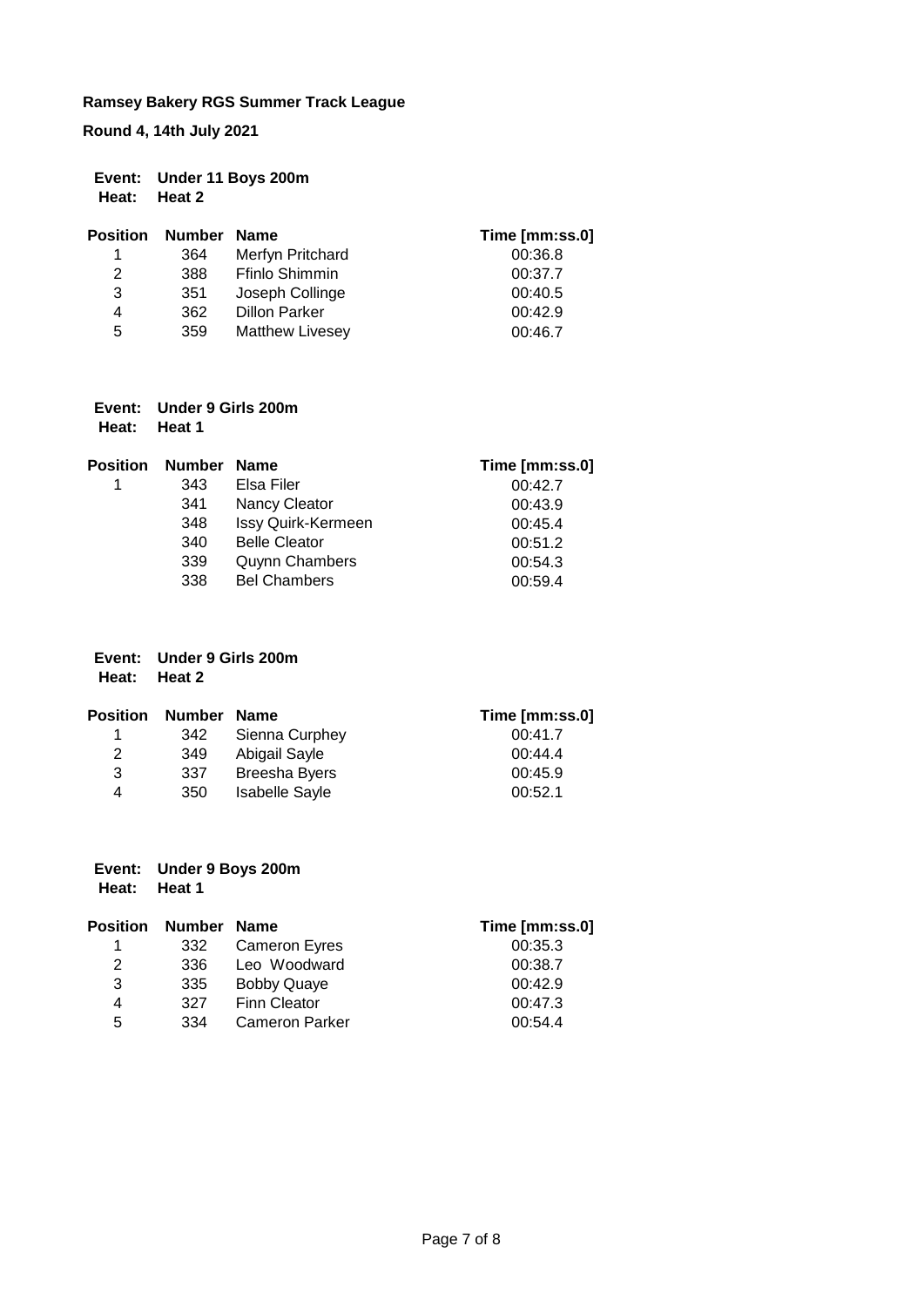**Ramsey Bakery RGS Summer Track League**

**Round 4, 14th July 2021**

**Event:** **Under 11 Boys 200m**
**Heat:** **Heat 2**

| Position | Number | Name | Time [mm:ss.0] |
|---|---|---|---|
| 1 | 364 | Merfyn Pritchard | 00:36.8 |
| 2 | 388 | Ffinlo Shimmin | 00:37.7 |
| 3 | 351 | Joseph Collinge | 00:40.5 |
| 4 | 362 | Dillon Parker | 00:42.9 |
| 5 | 359 | Matthew Livesey | 00:46.7 |

**Event:** **Under 9 Girls 200m**
**Heat:** **Heat 1**

| Position | Number | Name | Time [mm:ss.0] |
|---|---|---|---|
| 1 | 343 | Elsa Filer | 00:42.7 |
| | 341 | Nancy Cleator | 00:43.9 |
| | 348 | Issy Quirk-Kermeen | 00:45.4 |
| | 340 | Belle Cleator | 00:51.2 |
| | 339 | Quynn Chambers | 00:54.3 |
| | 338 | Bel Chambers | 00:59.4 |

**Event:** **Under 9 Girls 200m**
**Heat:** **Heat 2**

| Position | Number | Name | Time [mm:ss.0] |
|---|---|---|---|
| 1 | 342 | Sienna Curphey | 00:41.7 |
| 2 | 349 | Abigail Sayle | 00:44.4 |
| 3 | 337 | Breesha Byers | 00:45.9 |
| 4 | 350 | Isabelle Sayle | 00:52.1 |

**Event:** **Under 9 Boys 200m**
**Heat:** **Heat 1**

| Position | Number | Name | Time [mm:ss.0] |
|---|---|---|---|
| 1 | 332 | Cameron Eyres | 00:35.3 |
| 2 | 336 | Leo Woodward | 00:38.7 |
| 3 | 335 | Bobby Quaye | 00:42.9 |
| 4 | 327 | Finn Cleator | 00:47.3 |
| 5 | 334 | Cameron Parker | 00:54.4 |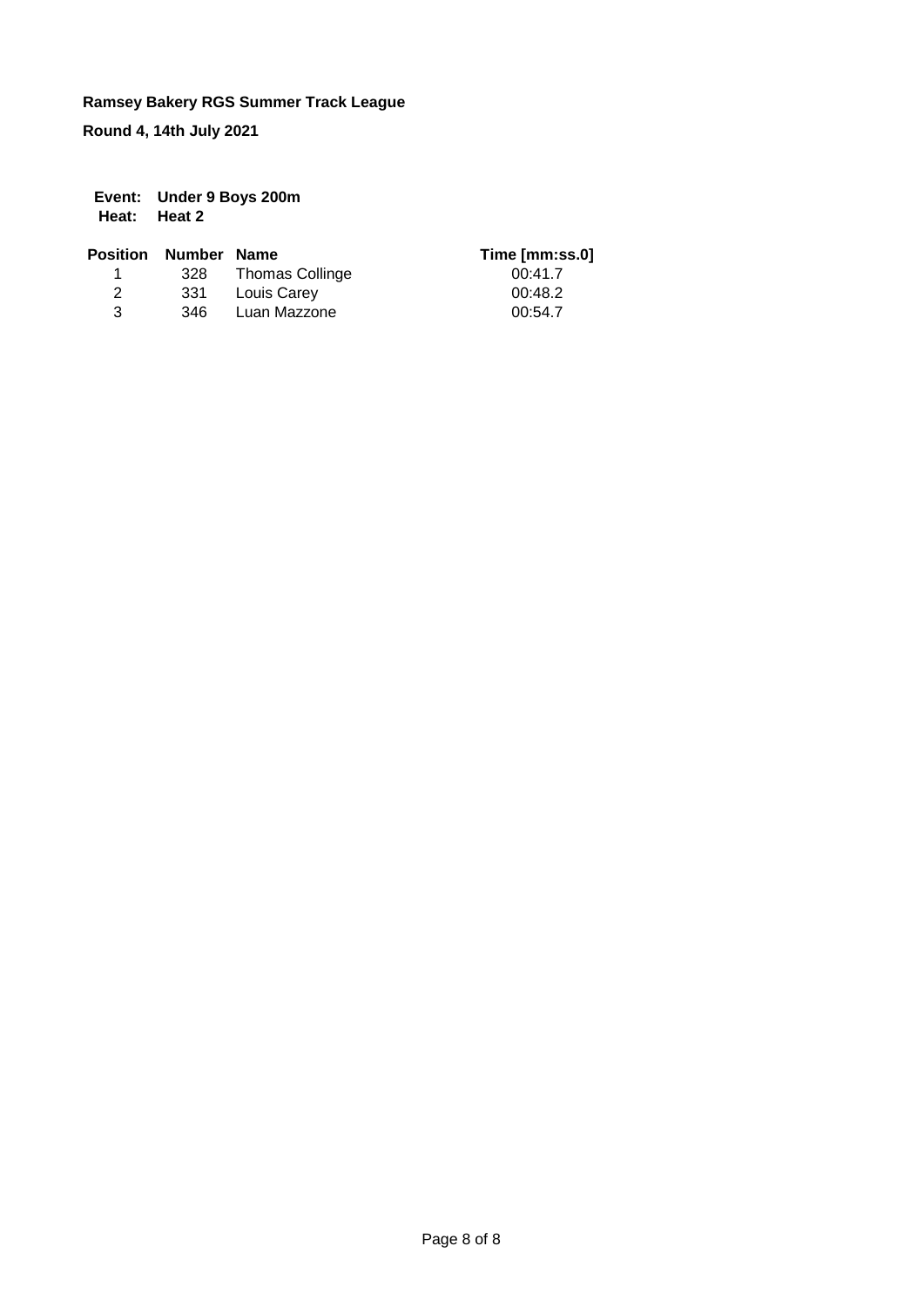**Ramsey Bakery RGS Summer Track League**

**Round 4, 14th July 2021**

**Event:** **Under 9 Boys 200m**
**Heat:** **Heat 2**

| Position | Number | Name | Time [mm:ss.0] |
|---|---|---|---|
| 1 | 328 | Thomas Collinge | 00:41.7 |
| 2 | 331 | Louis Carey | 00:48.2 |
| 3 | 346 | Luan Mazzone | 00:54.7 |